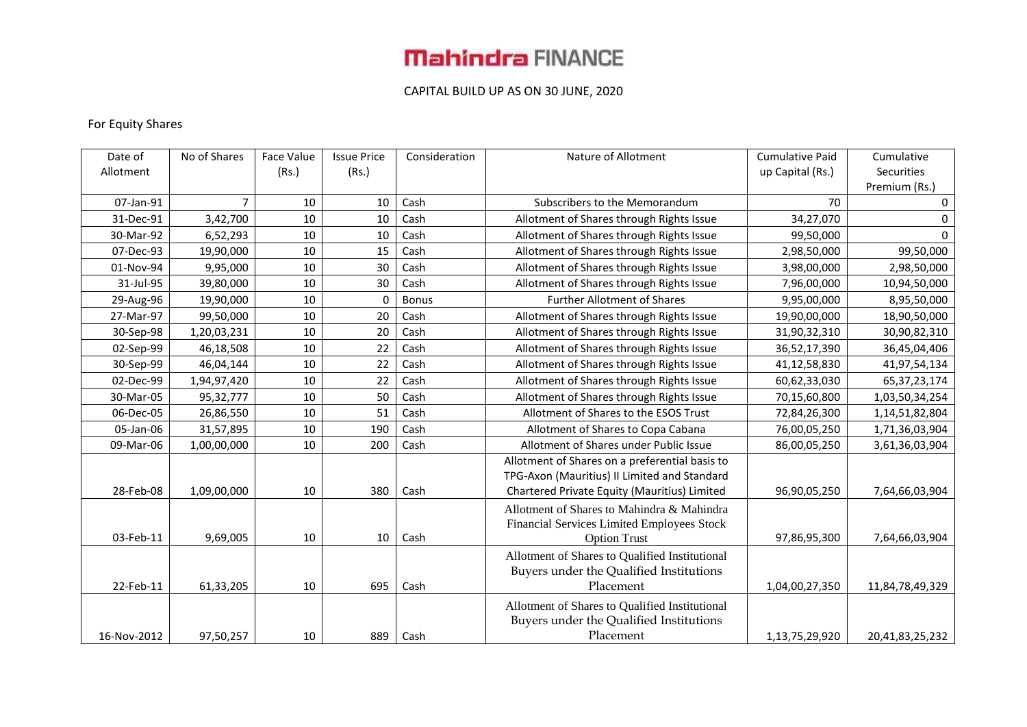# Mahindra FINANCE

CAPITAL BUILD UP AS ON 30 JUNE, 2020

For Equity Shares

| Date of Allotment | No of Shares | Face Value (Rs.) | Issue Price (Rs.) | Consideration | Nature of Allotment | Cumulative Paid up Capital (Rs.) | Cumulative Securities Premium (Rs.) |
|---|---|---|---|---|---|---|---|
| 07-Jan-91 | 7 | 10 | 10 | Cash | Subscribers to the Memorandum | 70 | 0 |
| 31-Dec-91 | 3,42,700 | 10 | 10 | Cash | Allotment of Shares through Rights Issue | 34,27,070 | 0 |
| 30-Mar-92 | 6,52,293 | 10 | 10 | Cash | Allotment of Shares through Rights Issue | 99,50,000 | 0 |
| 07-Dec-93 | 19,90,000 | 10 | 15 | Cash | Allotment of Shares through Rights Issue | 2,98,50,000 | 99,50,000 |
| 01-Nov-94 | 9,95,000 | 10 | 30 | Cash | Allotment of Shares through Rights Issue | 3,98,00,000 | 2,98,50,000 |
| 31-Jul-95 | 39,80,000 | 10 | 30 | Cash | Allotment of Shares through Rights Issue | 7,96,00,000 | 10,94,50,000 |
| 29-Aug-96 | 19,90,000 | 10 | 0 | Bonus | Further Allotment of Shares | 9,95,00,000 | 8,95,50,000 |
| 27-Mar-97 | 99,50,000 | 10 | 20 | Cash | Allotment of Shares through Rights Issue | 19,90,00,000 | 18,90,50,000 |
| 30-Sep-98 | 1,20,03,231 | 10 | 20 | Cash | Allotment of Shares through Rights Issue | 31,90,32,310 | 30,90,82,310 |
| 02-Sep-99 | 46,18,508 | 10 | 22 | Cash | Allotment of Shares through Rights Issue | 36,52,17,390 | 36,45,04,406 |
| 30-Sep-99 | 46,04,144 | 10 | 22 | Cash | Allotment of Shares through Rights Issue | 41,12,58,830 | 41,97,54,134 |
| 02-Dec-99 | 1,94,97,420 | 10 | 22 | Cash | Allotment of Shares through Rights Issue | 60,62,33,030 | 65,37,23,174 |
| 30-Mar-05 | 95,32,777 | 10 | 50 | Cash | Allotment of Shares through Rights Issue | 70,15,60,800 | 1,03,50,34,254 |
| 06-Dec-05 | 26,86,550 | 10 | 51 | Cash | Allotment of Shares to the ESOS Trust | 72,84,26,300 | 1,14,51,82,804 |
| 05-Jan-06 | 31,57,895 | 10 | 190 | Cash | Allotment of Shares to Copa Cabana | 76,00,05,250 | 1,71,36,03,904 |
| 09-Mar-06 | 1,00,00,000 | 10 | 200 | Cash | Allotment of Shares under Public Issue | 86,00,05,250 | 3,61,36,03,904 |
| 28-Feb-08 | 1,09,00,000 | 10 | 380 | Cash | Allotment of Shares on a preferential basis to TPG-Axon (Mauritius) II Limited and Standard Chartered Private Equity (Mauritius) Limited | 96,90,05,250 | 7,64,66,03,904 |
| 03-Feb-11 | 9,69,005 | 10 | 10 | Cash | Allotment of Shares to Mahindra & Mahindra Financial Services Limited Employees Stock Option Trust | 97,86,95,300 | 7,64,66,03,904 |
| 22-Feb-11 | 61,33,205 | 10 | 695 | Cash | Allotment of Shares to Qualified Institutional Buyers under the Qualified Institutions Placement | 1,04,00,27,350 | 11,84,78,49,329 |
| 16-Nov-2012 | 97,50,257 | 10 | 889 | Cash | Allotment of Shares to Qualified Institutional Buyers under the Qualified Institutions Placement | 1,13,75,29,920 | 20,41,83,25,232 |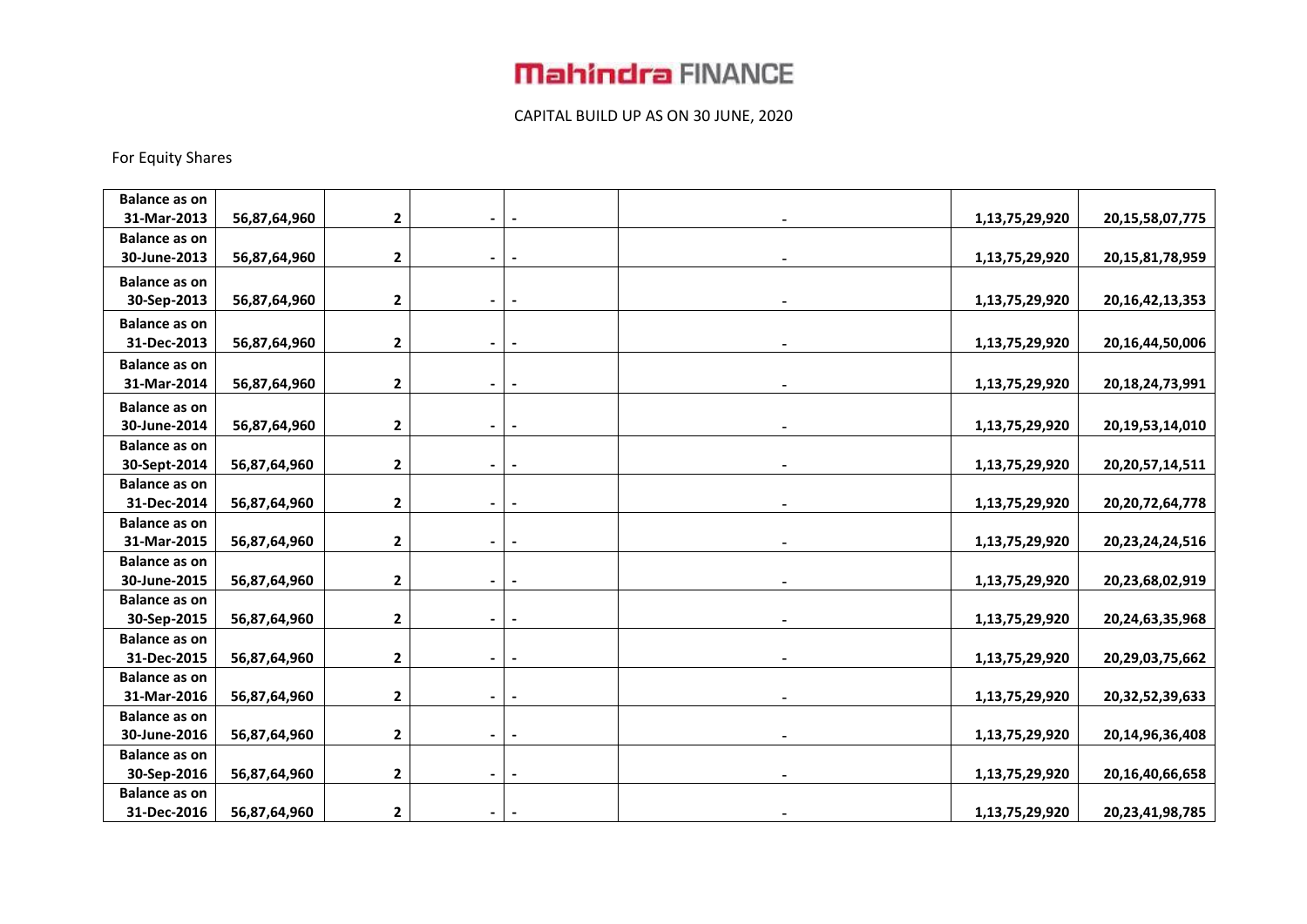# Mahindra FINANCE

CAPITAL BUILD UP AS ON 30 JUNE, 2020

For Equity Shares

| | | | | | | | |
|---|---|---|---|---|---|---|---|
| **Balance as on 31-Mar-2013** | **56,87,64,960** | **2** | **-** | **-** | **-** | **1,13,75,29,920** | **20,15,58,07,775** |
| **Balance as on 30-June-2013** | **56,87,64,960** | **2** | **-** | **-** | **-** | **1,13,75,29,920** | **20,15,81,78,959** |
| **Balance as on 30-Sep-2013** | **56,87,64,960** | **2** | **-** | **-** | **-** | **1,13,75,29,920** | **20,16,42,13,353** |
| **Balance as on 31-Dec-2013** | **56,87,64,960** | **2** | **-** | **-** | **-** | **1,13,75,29,920** | **20,16,44,50,006** |
| **Balance as on 31-Mar-2014** | **56,87,64,960** | **2** | **-** | **-** | **-** | **1,13,75,29,920** | **20,18,24,73,991** |
| **Balance as on 30-June-2014** | **56,87,64,960** | **2** | **-** | **-** | **-** | **1,13,75,29,920** | **20,19,53,14,010** |
| **Balance as on 30-Sept-2014** | **56,87,64,960** | **2** | **-** | **-** | **-** | **1,13,75,29,920** | **20,20,57,14,511** |
| **Balance as on 31-Dec-2014** | **56,87,64,960** | **2** | **-** | **-** | **-** | **1,13,75,29,920** | **20,20,72,64,778** |
| **Balance as on 31-Mar-2015** | **56,87,64,960** | **2** | **-** | **-** | **-** | **1,13,75,29,920** | **20,23,24,24,516** |
| **Balance as on 30-June-2015** | **56,87,64,960** | **2** | **-** | **-** | **-** | **1,13,75,29,920** | **20,23,68,02,919** |
| **Balance as on 30-Sep-2015** | **56,87,64,960** | **2** | **-** | **-** | **-** | **1,13,75,29,920** | **20,24,63,35,968** |
| **Balance as on 31-Dec-2015** | **56,87,64,960** | **2** | **-** | **-** | **-** | **1,13,75,29,920** | **20,29,03,75,662** |
| **Balance as on 31-Mar-2016** | **56,87,64,960** | **2** | **-** | **-** | **-** | **1,13,75,29,920** | **20,32,52,39,633** |
| **Balance as on 30-June-2016** | **56,87,64,960** | **2** | **-** | **-** | **-** | **1,13,75,29,920** | **20,14,96,36,408** |
| **Balance as on 30-Sep-2016** | **56,87,64,960** | **2** | **-** | **-** | **-** | **1,13,75,29,920** | **20,16,40,66,658** |
| **Balance as on 31-Dec-2016** | **56,87,64,960** | **2** | **-** | **-** | **-** | **1,13,75,29,920** | **20,23,41,98,785** |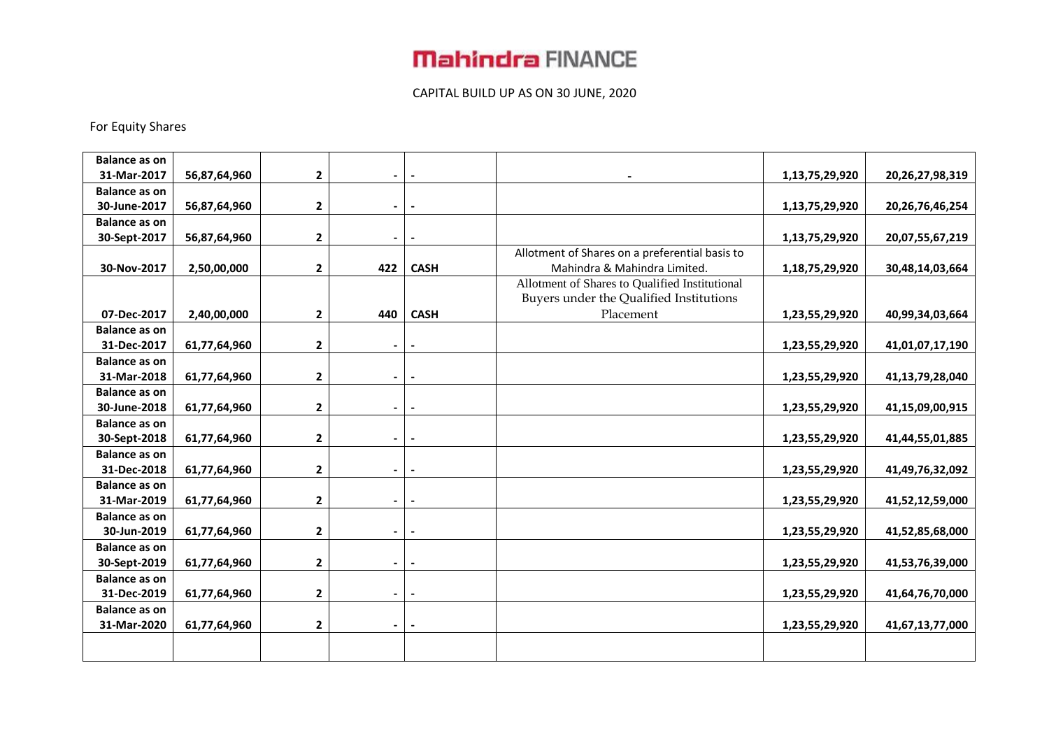# Mahindra FINANCE

CAPITAL BUILD UP AS ON 30 JUNE, 2020

For Equity Shares

| | | | | | | | |
|---|---|---|---|---|---|---|---|
| **Balance as on 31-Mar-2017** | **56,87,64,960** | **2** | **-** | **-** | **-** | **1,13,75,29,920** | **20,26,27,98,319** |
| **Balance as on 30-June-2017** | **56,87,64,960** | **2** | **-** | **-** | | **1,13,75,29,920** | **20,26,76,46,254** |
| **Balance as on 30-Sept-2017** | **56,87,64,960** | **2** | **-** | **-** | | **1,13,75,29,920** | **20,07,55,67,219** |
| **30-Nov-2017** | **2,50,00,000** | **2** | **422** | **CASH** | Allotment of Shares on a preferential basis to Mahindra & Mahindra Limited. | **1,18,75,29,920** | **30,48,14,03,664** |
| **07-Dec-2017** | **2,40,00,000** | **2** | **440** | **CASH** | Allotment of Shares to Qualified Institutional Buyers under the Qualified Institutions Placement | **1,23,55,29,920** | **40,99,34,03,664** |
| **Balance as on 31-Dec-2017** | **61,77,64,960** | **2** | **-** | **-** | | **1,23,55,29,920** | **41,01,07,17,190** |
| **Balance as on 31-Mar-2018** | **61,77,64,960** | **2** | **-** | **-** | | **1,23,55,29,920** | **41,13,79,28,040** |
| **Balance as on 30-June-2018** | **61,77,64,960** | **2** | **-** | **-** | | **1,23,55,29,920** | **41,15,09,00,915** |
| **Balance as on 30-Sept-2018** | **61,77,64,960** | **2** | **-** | **-** | | **1,23,55,29,920** | **41,44,55,01,885** |
| **Balance as on 31-Dec-2018** | **61,77,64,960** | **2** | **-** | **-** | | **1,23,55,29,920** | **41,49,76,32,092** |
| **Balance as on 31-Mar-2019** | **61,77,64,960** | **2** | **-** | **-** | | **1,23,55,29,920** | **41,52,12,59,000** |
| **Balance as on 30-Jun-2019** | **61,77,64,960** | **2** | **-** | **-** | | **1,23,55,29,920** | **41,52,85,68,000** |
| **Balance as on 30-Sept-2019** | **61,77,64,960** | **2** | **-** | **-** | | **1,23,55,29,920** | **41,53,76,39,000** |
| **Balance as on 31-Dec-2019** | **61,77,64,960** | **2** | **-** | **-** | | **1,23,55,29,920** | **41,64,76,70,000** |
| **Balance as on 31-Mar-2020** | **61,77,64,960** | **2** | **-** | **-** | | **1,23,55,29,920** | **41,67,13,77,000** |
| | | | | | | | |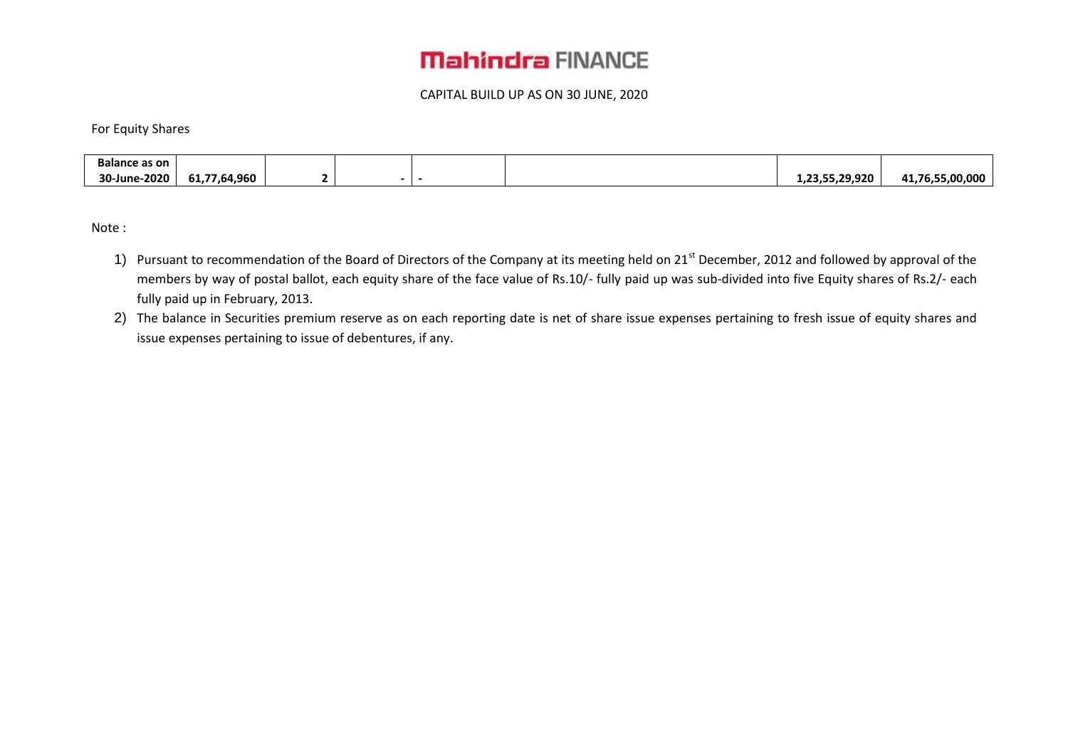Mahindra FINANCE

CAPITAL BUILD UP AS ON 30 JUNE, 2020

For Equity Shares

| | | | | | | | |
|---|---|---|---|---|---|---|---|
| **Balance as on 30-June-2020** | **61,77,64,960** | **2** | **-** | **-** | | **1,23,55,29,920** | **41,76,55,00,000** |

Note :

1) Pursuant to recommendation of the Board of Directors of the Company at its meeting held on 21st December, 2012 and followed by approval of the members by way of postal ballot, each equity share of the face value of Rs.10/- fully paid up was sub-divided into five Equity shares of Rs.2/- each fully paid up in February, 2013.
2) The balance in Securities premium reserve as on each reporting date is net of share issue expenses pertaining to fresh issue of equity shares and issue expenses pertaining to issue of debentures, if any.